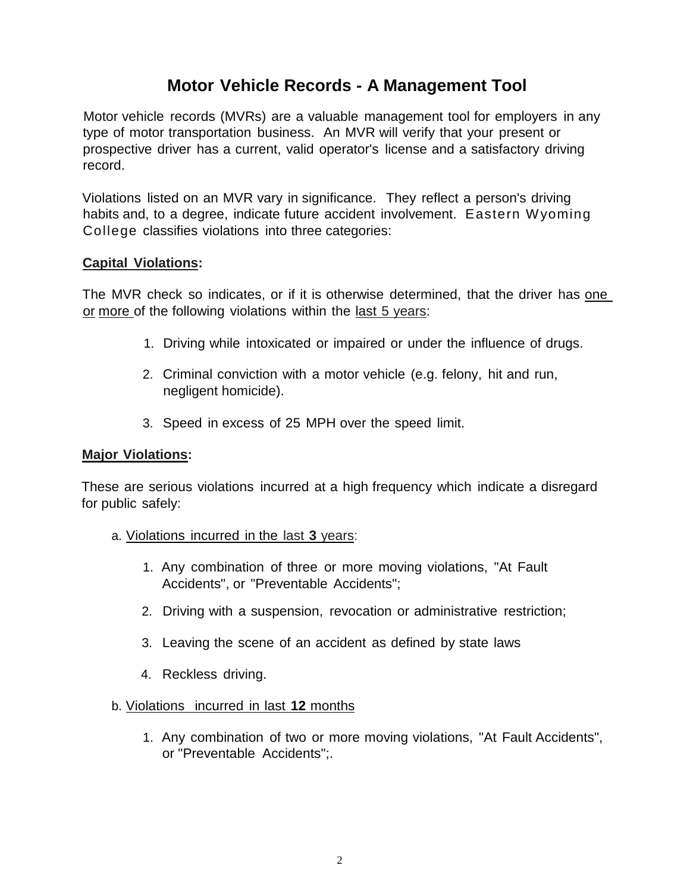# Motor Vehicle Records - A Management Tool

Motor vehicle records (MVRs) are a valuable management tool for employers in any type of motor transportation business. An MVR will verify that your present or prospective driver has a current, valid operator's license and a satisfactory driving record.

Violations listed on an MVR vary in significance. They reflect a person's driving habits and, to a degree, indicate future accident involvement. Eastern Wyoming College classifies violations into three categories:

**Capital Violations:**

The MVR check so indicates, or if it is otherwise determined, that the driver has one or more of the following violations within the last 5 years:

1. Driving while intoxicated or impaired or under the influence of drugs.
2. Criminal conviction with a motor vehicle (e.g. felony, hit and run, negligent homicide).
3. Speed in excess of 25 MPH over the speed limit.

**Major Violations:**

These are serious violations incurred at a high frequency which indicate a disregard for public safely:

a. Violations incurred in the last **3** years:

1. Any combination of three or more moving violations, "At Fault Accidents", or "Preventable Accidents";
2. Driving with a suspension, revocation or administrative restriction;
3. Leaving the scene of an accident as defined by state laws
4. Reckless driving.

b. Violations incurred in last **12** months

1. Any combination of two or more moving violations, "At Fault Accidents", or "Preventable Accidents";.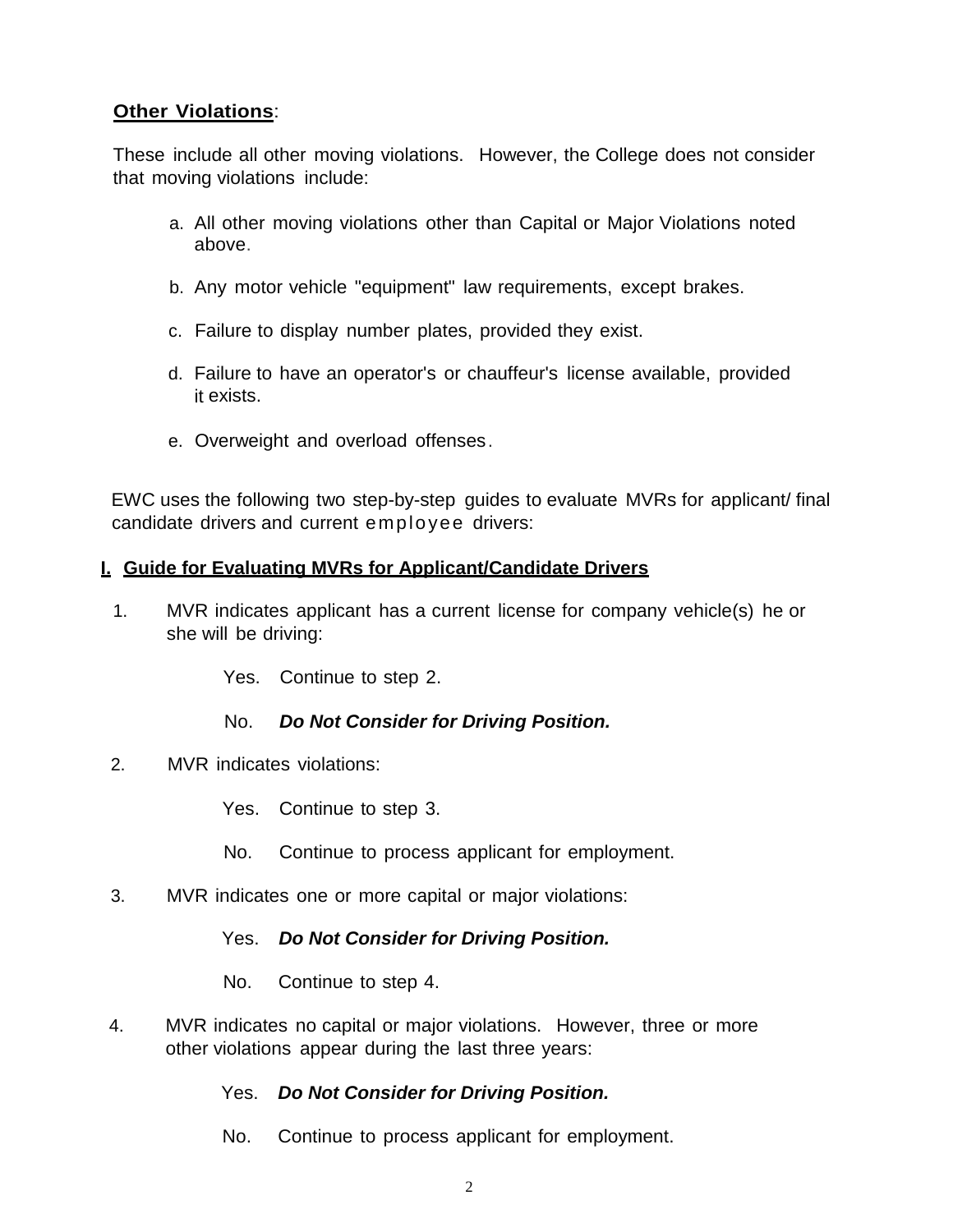**<u>Other Violations</u>**:

These include all other moving violations. However, the College does not consider that moving violations include:

a. All other moving violations other than Capital or Major Violations noted above.

b. Any motor vehicle "equipment" law requirements, except brakes.

c. Failure to display number plates, provided they exist.

d. Failure to have an operator's or chauffeur's license available, provided it exists.

e. Overweight and overload offenses.

EWC uses the following two step-by-step guides to evaluate MVRs for applicant/ final candidate drivers and current employee drivers:

## I. Guide for Evaluating MVRs for Applicant/Candidate Drivers

1. MVR indicates applicant has a current license for company vehicle(s) he or she will be driving:

   Yes. Continue to step 2.

   No. ***Do Not Consider for Driving Position.***

2. MVR indicates violations:

   Yes. Continue to step 3.

   No. Continue to process applicant for employment.

3. MVR indicates one or more capital or major violations:

   Yes. ***Do Not Consider for Driving Position.***

   No. Continue to step 4.

4. MVR indicates no capital or major violations. However, three or more other violations appear during the last three years:

   Yes. ***Do Not Consider for Driving Position.***

   No. Continue to process applicant for employment.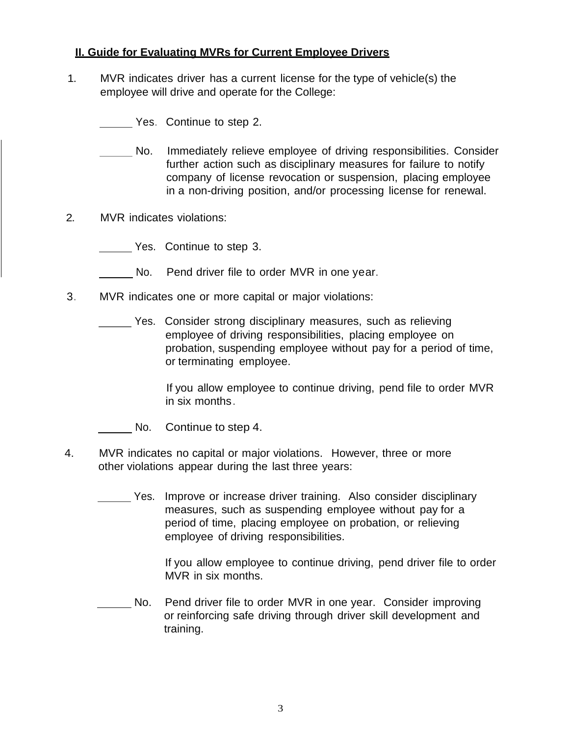## II. Guide for Evaluating MVRs for Current Employee Drivers

1. MVR indicates driver has a current license for the type of vehicle(s) the employee will drive and operate for the College:

   ______ Yes. Continue to step 2.

   ______ No. Immediately relieve employee of driving responsibilities. Consider further action such as disciplinary measures for failure to notify company of license revocation or suspension, placing employee in a non-driving position, and/or processing license for renewal.

2. MVR indicates violations:

   ______ Yes. Continue to step 3.

   ______ No. Pend driver file to order MVR in one year.

3. MVR indicates one or more capital or major violations:

   ______ Yes. Consider strong disciplinary measures, such as relieving employee of driving responsibilities, placing employee on probation, suspending employee without pay for a period of time, or terminating employee.

   If you allow employee to continue driving, pend file to order MVR in six months.

   ______ No. Continue to step 4.

4. MVR indicates no capital or major violations. However, three or more other violations appear during the last three years:

   ______ Yes. Improve or increase driver training. Also consider disciplinary measures, such as suspending employee without pay for a period of time, placing employee on probation, or relieving employee of driving responsibilities.

   If you allow employee to continue driving, pend driver file to order MVR in six months.

   ______ No. Pend driver file to order MVR in one year. Consider improving or reinforcing safe driving through driver skill development and training.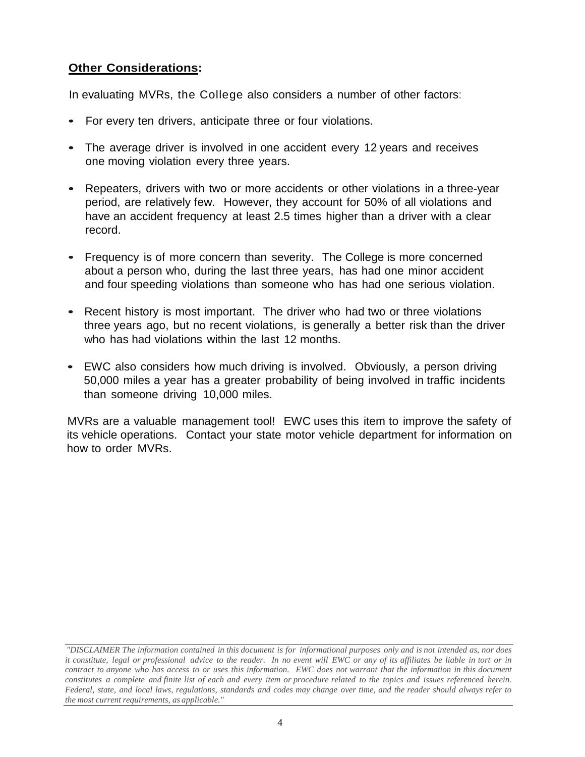**Other Considerations:**

In evaluating MVRs, the College also considers a number of other factors:

- For every ten drivers, anticipate three or four violations.
- The average driver is involved in one accident every 12 years and receives one moving violation every three years.
- Repeaters, drivers with two or more accidents or other violations in a three-year period, are relatively few. However, they account for 50% of all violations and have an accident frequency at least 2.5 times higher than a driver with a clear record.
- Frequency is of more concern than severity. The College is more concerned about a person who, during the last three years, has had one minor accident and four speeding violations than someone who has had one serious violation.
- Recent history is most important. The driver who had two or three violations three years ago, but no recent violations, is generally a better risk than the driver who has had violations within the last 12 months.
- EWC also considers how much driving is involved. Obviously, a person driving 50,000 miles a year has a greater probability of being involved in traffic incidents than someone driving 10,000 miles.

MVRs are a valuable management tool! EWC uses this item to improve the safety of its vehicle operations. Contact your state motor vehicle department for information on how to order MVRs.

*"DISCLAIMER The information contained in this document is for informational purposes only and is not intended as, nor does it constitute, legal or professional advice to the reader. In no event will EWC or any of its affiliates be liable in tort or in contract to anyone who has access to or uses this information. EWC does not warrant that the information in this document constitutes a complete and finite list of each and every item or procedure related to the topics and issues referenced herein. Federal, state, and local laws, regulations, standards and codes may change over time, and the reader should always refer to the most current requirements, as applicable."*